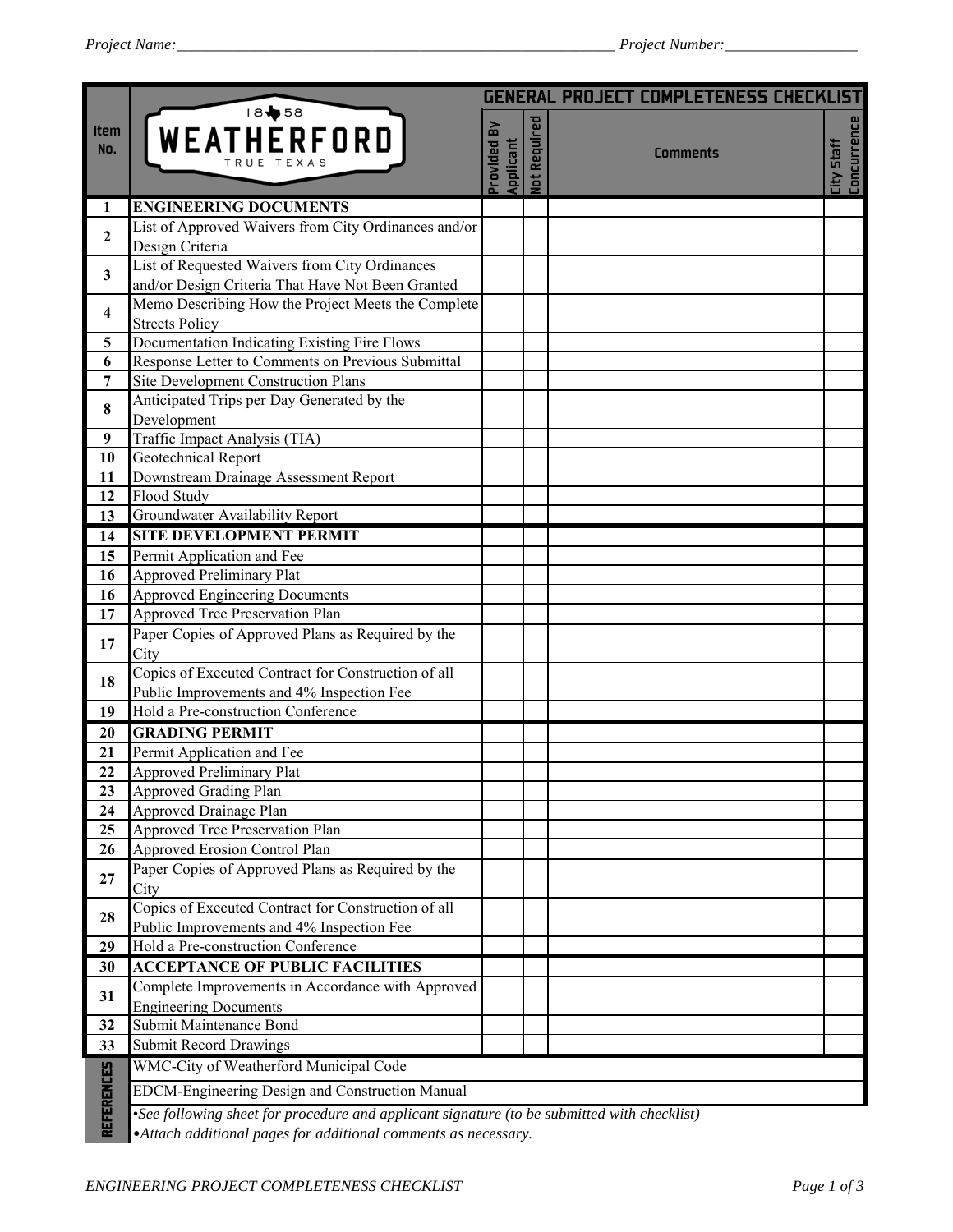Project Name:\_\_\_\_\_\_\_\_\_\_\_\_\_\_\_\_\_\_\_\_\_\_\_\_\_\_\_\_\_\_\_\_\_\_\_\_\_\_\_\_\_\_\_\_\_\_\_\_\_\_\_\_\_\_\_\_\_ Project Number:\_\_\_\_\_\_\_\_\_\_\_\_\_\_\_\_\_

# GENERAL PROJECT COMPLETENESS CHECKLIST

WEATHERFORD 1858 TRUE TEXAS

| Item No. | | Provided By Applicant | Not Required | Comments | City Staff Concurrence |
|---|---|---|---|---|---|
| 1 | **ENGINEERING DOCUMENTS** | | | | |
| 2 | List of Approved Waivers from City Ordinances and/or Design Criteria | | | | |
| 3 | List of Requested Waivers from City Ordinances and/or Design Criteria That Have Not Been Granted | | | | |
| 4 | Memo Describing How the Project Meets the Complete Streets Policy | | | | |
| 5 | Documentation Indicating Existing Fire Flows | | | | |
| 6 | Response Letter to Comments on Previous Submittal | | | | |
| 7 | Site Development Construction Plans | | | | |
| 8 | Anticipated Trips per Day Generated by the Development | | | | |
| 9 | Traffic Impact Analysis (TIA) | | | | |
| 10 | Geotechnical Report | | | | |
| 11 | Downstream Drainage Assessment Report | | | | |
| 12 | Flood Study | | | | |
| 13 | Groundwater Availability Report | | | | |
| 14 | **SITE DEVELOPMENT PERMIT** | | | | |
| 15 | Permit Application and Fee | | | | |
| 16 | Approved Preliminary Plat | | | | |
| 16 | Approved Engineering Documents | | | | |
| 17 | Approved Tree Preservation Plan | | | | |
| 17 | Paper Copies of Approved Plans as Required by the City | | | | |
| 18 | Copies of Executed Contract for Construction of all Public Improvements and 4% Inspection Fee | | | | |
| 19 | Hold a Pre-construction Conference | | | | |
| 20 | **GRADING PERMIT** | | | | |
| 21 | Permit Application and Fee | | | | |
| 22 | Approved Preliminary Plat | | | | |
| 23 | Approved Grading Plan | | | | |
| 24 | Approved Drainage Plan | | | | |
| 25 | Approved Tree Preservation Plan | | | | |
| 26 | Approved Erosion Control Plan | | | | |
| 27 | Paper Copies of Approved Plans as Required by the City | | | | |
| 28 | Copies of Executed Contract for Construction of all Public Improvements and 4% Inspection Fee | | | | |
| 29 | Hold a Pre-construction Conference | | | | |
| 30 | **ACCEPTANCE OF PUBLIC FACILITIES** | | | | |
| 31 | Complete Improvements in Accordance with Approved Engineering Documents | | | | |
| 32 | Submit Maintenance Bond | | | | |
| 33 | Submit Record Drawings | | | | |

**REFERENCES**

WMC-City of Weatherford Municipal Code

EDCM-Engineering Design and Construction Manual

- *See following sheet for procedure and applicant signature (to be submitted with checklist)*
- *Attach additional pages for additional comments as necessary.*

*ENGINEERING PROJECT COMPLETENESS CHECKLIST*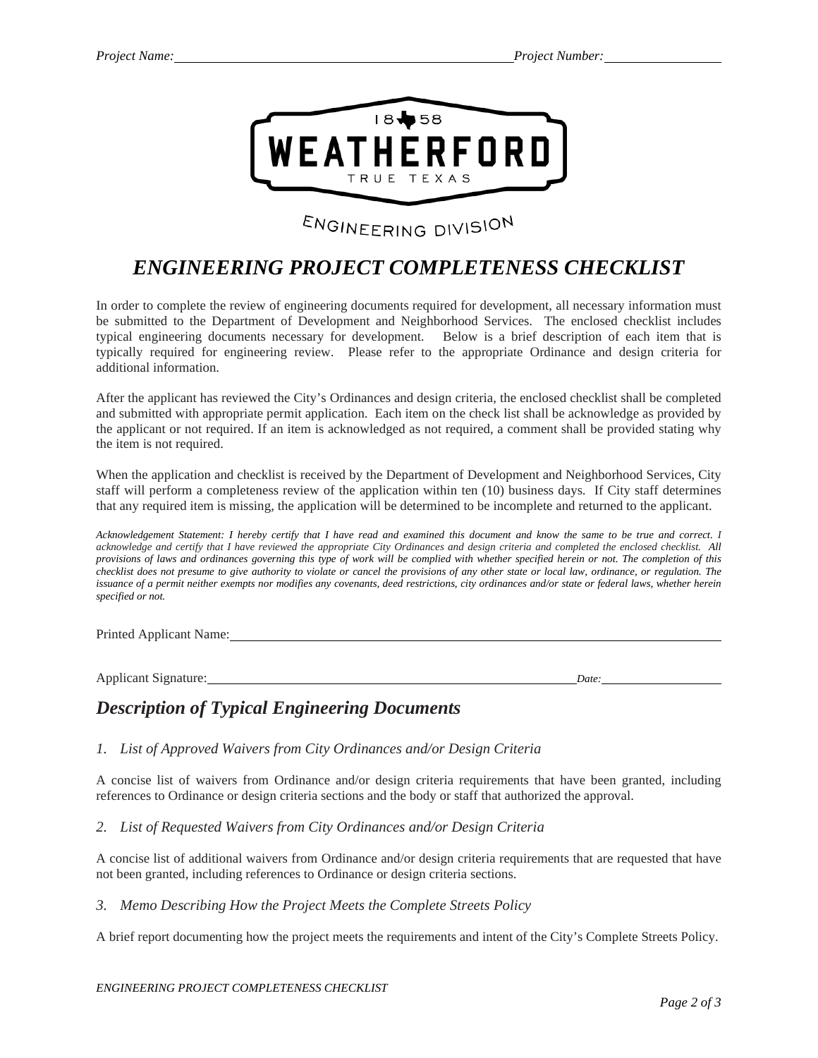Project Name: ______________________________ Project Number: ______________

ENGINEERING DIVISION

# *ENGINEERING PROJECT COMPLETENESS CHECKLIST*

In order to complete the review of engineering documents required for development, all necessary information must be submitted to the Department of Development and Neighborhood Services. The enclosed checklist includes typical engineering documents necessary for development. Below is a brief description of each item that is typically required for engineering review. Please refer to the appropriate Ordinance and design criteria for additional information.

After the applicant has reviewed the City's Ordinances and design criteria, the enclosed checklist shall be completed and submitted with appropriate permit application. Each item on the check list shall be acknowledge as provided by the applicant or not required. If an item is acknowledged as not required, a comment shall be provided stating why the item is not required.

When the application and checklist is received by the Department of Development and Neighborhood Services, City staff will perform a completeness review of the application within ten (10) business days. If City staff determines that any required item is missing, the application will be determined to be incomplete and returned to the applicant.

*Acknowledgement Statement: I hereby certify that I have read and examined this document and know the same to be true and correct. I acknowledge and certify that I have reviewed the appropriate City Ordinances and design criteria and completed the enclosed checklist. All provisions of laws and ordinances governing this type of work will be complied with whether specified herein or not. The completion of this checklist does not presume to give authority to violate or cancel the provisions of any other state or local law, ordinance, or regulation. The issuance of a permit neither exempts nor modifies any covenants, deed restrictions, city ordinances and/or state or federal laws, whether herein specified or not.*

Printed Applicant Name: ______________________________

Applicant Signature: ______________________________ *Date:* ______________

## *Description of Typical Engineering Documents*

*1. List of Approved Waivers from City Ordinances and/or Design Criteria*

A concise list of waivers from Ordinance and/or design criteria requirements that have been granted, including references to Ordinance or design criteria sections and the body or staff that authorized the approval.

*2. List of Requested Waivers from City Ordinances and/or Design Criteria*

A concise list of additional waivers from Ordinance and/or design criteria requirements that are requested that have not been granted, including references to Ordinance or design criteria sections.

*3. Memo Describing How the Project Meets the Complete Streets Policy*

A brief report documenting how the project meets the requirements and intent of the City's Complete Streets Policy.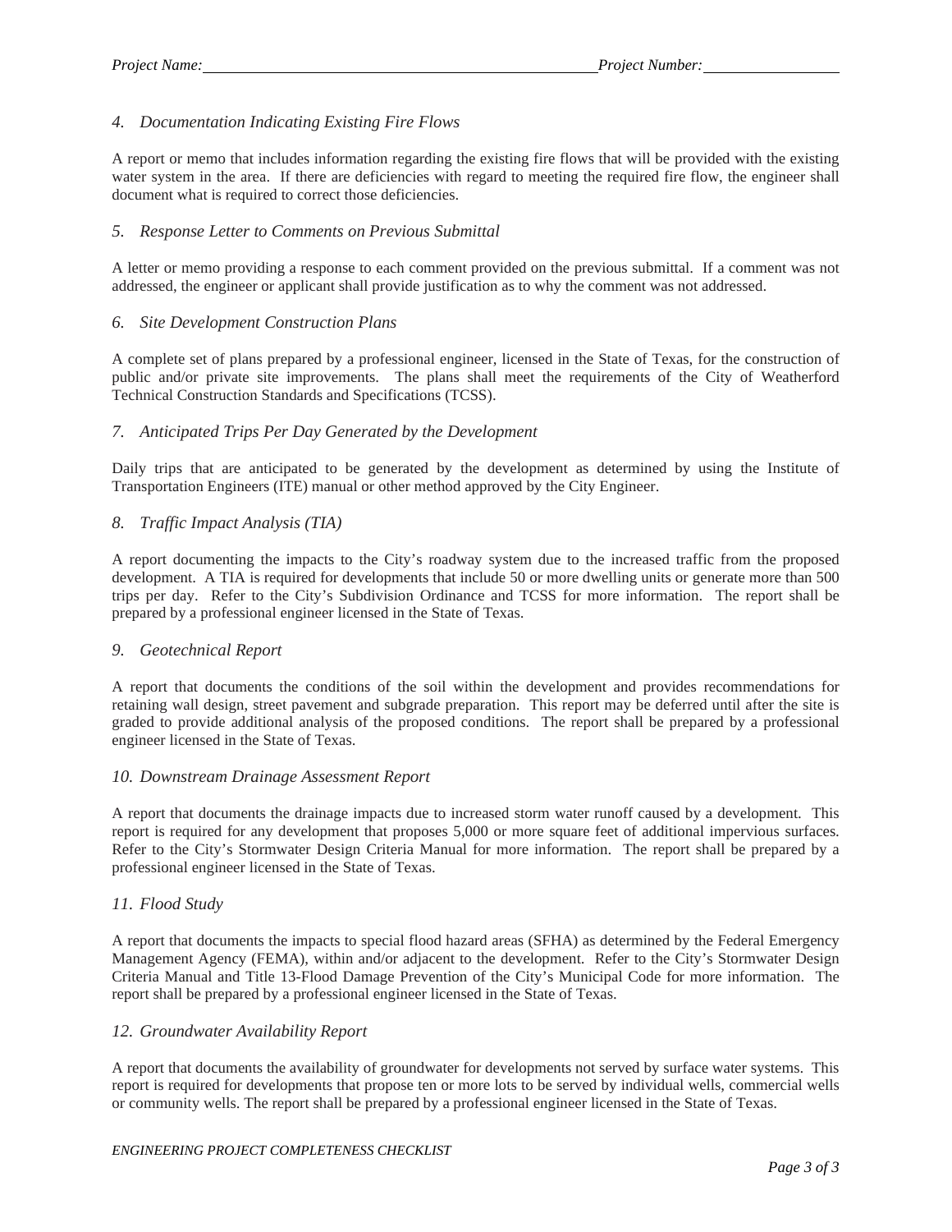Project Name: ______________________ Project Number: __________

*4. Documentation Indicating Existing Fire Flows*

A report or memo that includes information regarding the existing fire flows that will be provided with the existing water system in the area. If there are deficiencies with regard to meeting the required fire flow, the engineer shall document what is required to correct those deficiencies.

*5. Response Letter to Comments on Previous Submittal*

A letter or memo providing a response to each comment provided on the previous submittal. If a comment was not addressed, the engineer or applicant shall provide justification as to why the comment was not addressed.

*6. Site Development Construction Plans*

A complete set of plans prepared by a professional engineer, licensed in the State of Texas, for the construction of public and/or private site improvements. The plans shall meet the requirements of the City of Weatherford Technical Construction Standards and Specifications (TCSS).

*7. Anticipated Trips Per Day Generated by the Development*

Daily trips that are anticipated to be generated by the development as determined by using the Institute of Transportation Engineers (ITE) manual or other method approved by the City Engineer.

*8. Traffic Impact Analysis (TIA)*

A report documenting the impacts to the City's roadway system due to the increased traffic from the proposed development. A TIA is required for developments that include 50 or more dwelling units or generate more than 500 trips per day. Refer to the City's Subdivision Ordinance and TCSS for more information. The report shall be prepared by a professional engineer licensed in the State of Texas.

*9. Geotechnical Report*

A report that documents the conditions of the soil within the development and provides recommendations for retaining wall design, street pavement and subgrade preparation. This report may be deferred until after the site is graded to provide additional analysis of the proposed conditions. The report shall be prepared by a professional engineer licensed in the State of Texas.

*10. Downstream Drainage Assessment Report*

A report that documents the drainage impacts due to increased storm water runoff caused by a development. This report is required for any development that proposes 5,000 or more square feet of additional impervious surfaces. Refer to the City's Stormwater Design Criteria Manual for more information. The report shall be prepared by a professional engineer licensed in the State of Texas.

*11. Flood Study*

A report that documents the impacts to special flood hazard areas (SFHA) as determined by the Federal Emergency Management Agency (FEMA), within and/or adjacent to the development. Refer to the City's Stormwater Design Criteria Manual and Title 13-Flood Damage Prevention of the City's Municipal Code for more information. The report shall be prepared by a professional engineer licensed in the State of Texas.

*12. Groundwater Availability Report*

A report that documents the availability of groundwater for developments not served by surface water systems. This report is required for developments that propose ten or more lots to be served by individual wells, commercial wells or community wells. The report shall be prepared by a professional engineer licensed in the State of Texas.